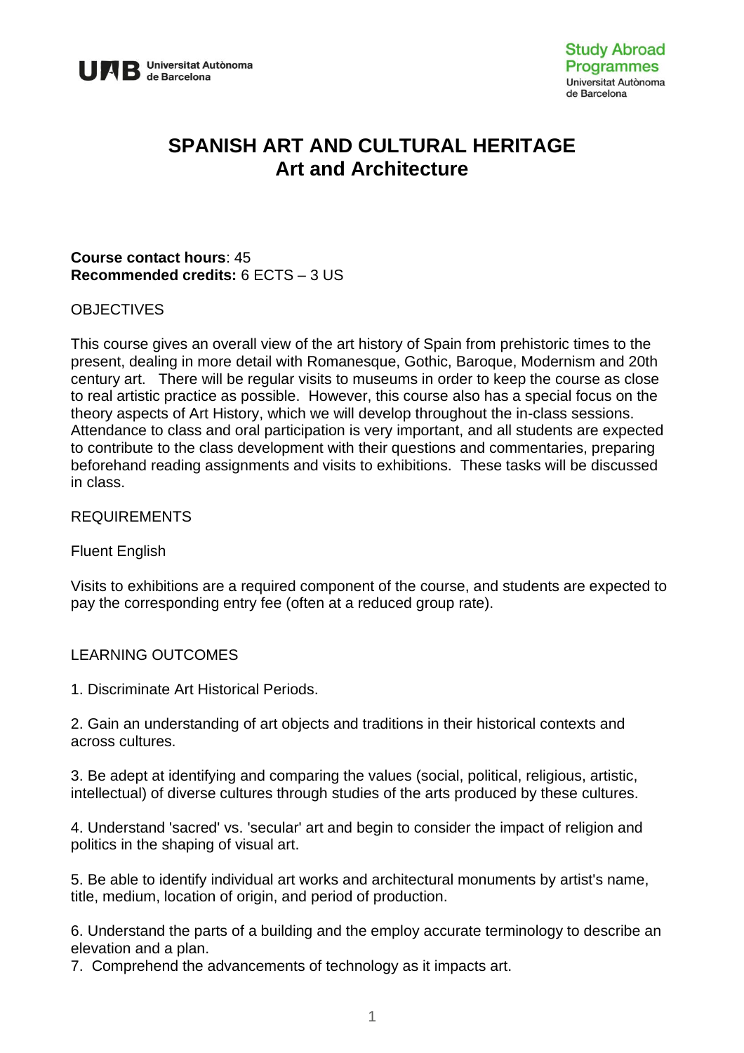# SPANISH ART AND CULTURAL HERITAGE
## Art and Architecture

**Course contact hours**: 45
**Recommended credits:** 6 ECTS – 3 US

OBJECTIVES

This course gives an overall view of the art history of Spain from prehistoric times to the present, dealing in more detail with Romanesque, Gothic, Baroque, Modernism and 20th century art. There will be regular visits to museums in order to keep the course as close to real artistic practice as possible. However, this course also has a special focus on the theory aspects of Art History, which we will develop throughout the in-class sessions. Attendance to class and oral participation is very important, and all students are expected to contribute to the class development with their questions and commentaries, preparing beforehand reading assignments and visits to exhibitions. These tasks will be discussed in class.

REQUIREMENTS

Fluent English

Visits to exhibitions are a required component of the course, and students are expected to pay the corresponding entry fee (often at a reduced group rate).

LEARNING OUTCOMES

1. Discriminate Art Historical Periods.

2. Gain an understanding of art objects and traditions in their historical contexts and across cultures.

3. Be adept at identifying and comparing the values (social, political, religious, artistic, intellectual) of diverse cultures through studies of the arts produced by these cultures.

4. Understand 'sacred' vs. 'secular' art and begin to consider the impact of religion and politics in the shaping of visual art.

5. Be able to identify individual art works and architectural monuments by artist's name, title, medium, location of origin, and period of production.

6. Understand the parts of a building and the employ accurate terminology to describe an elevation and a plan.

7. Comprehend the advancements of technology as it impacts art.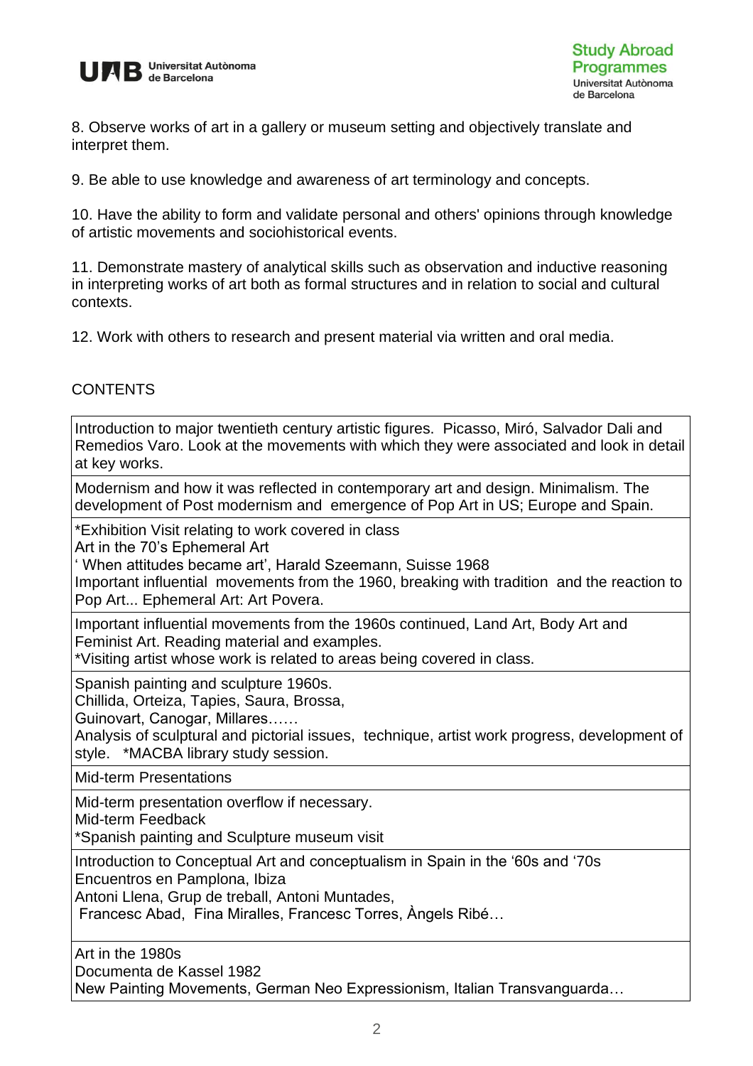8. Observe works of art in a gallery or museum setting and objectively translate and interpret them.

9. Be able to use knowledge and awareness of art terminology and concepts.

10. Have the ability to form and validate personal and others' opinions through knowledge of artistic movements and sociohistorical events.

11. Demonstrate mastery of analytical skills such as observation and inductive reasoning in interpreting works of art both as formal structures and in relation to social and cultural contexts.

12. Work with others to research and present material via written and oral media.

## CONTENTS

| |
|---|
| Introduction to major twentieth century artistic figures. Picasso, Miró, Salvador Dali and Remedios Varo. Look at the movements with which they were associated and look in detail at key works. |
| Modernism and how it was reflected in contemporary art and design. Minimalism. The development of Post modernism and emergence of Pop Art in US; Europe and Spain. |
| *Exhibition Visit relating to work covered in class<br>Art in the 70's Ephemeral Art<br>' When attitudes became art', Harald Szeemann, Suisse 1968<br>Important influential movements from the 1960, breaking with tradition and the reaction to Pop Art... Ephemeral Art: Art Povera. |
| Important influential movements from the 1960s continued, Land Art, Body Art and Feminist Art. Reading material and examples.<br>*Visiting artist whose work is related to areas being covered in class. |
| Spanish painting and sculpture 1960s.<br>Chillida, Orteiza, Tapies, Saura, Brossa,<br>Guinovart, Canogar, Millares……<br>Analysis of sculptural and pictorial issues, technique, artist work progress, development of style. *MACBA library study session. |
| Mid-term Presentations |
| Mid-term presentation overflow if necessary.<br>Mid-term Feedback<br>*Spanish painting and Sculpture museum visit |
| Introduction to Conceptual Art and conceptualism in Spain in the '60s and '70s<br>Encuentros en Pamplona, Ibiza<br>Antoni Llena, Grup de treball, Antoni Muntades,<br>Francesc Abad, Fina Miralles, Francesc Torres, Àngels Ribé… |
| Art in the 1980s<br>Documenta de Kassel 1982<br>New Painting Movements, German Neo Expressionism, Italian Transvanguarda… |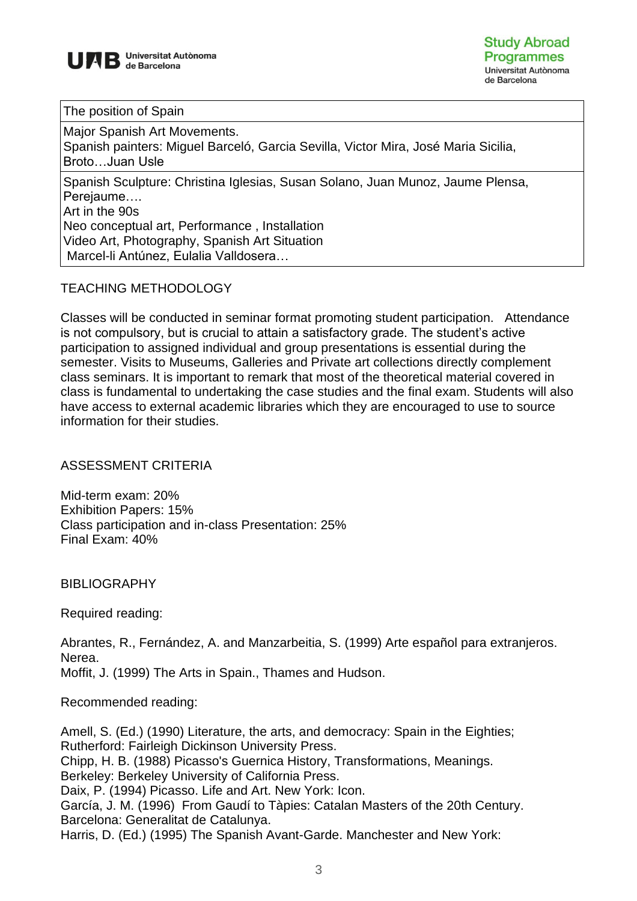| The position of Spain |
| --- |
| Major Spanish Art Movements.<br>Spanish painters: Miguel Barceló, Garcia Sevilla, Victor Mira, José Maria Sicilia, Broto…Juan Usle |
| Spanish Sculpture: Christina Iglesias, Susan Solano, Juan Munoz, Jaume Plensa, Perejaume….<br>Art in the 90s<br>Neo conceptual art, Performance , Installation<br>Video Art, Photography, Spanish Art Situation<br>Marcel-li Antúnez, Eulalia Valldosera… |

## TEACHING METHODOLOGY

Classes will be conducted in seminar format promoting student participation. Attendance is not compulsory, but is crucial to attain a satisfactory grade. The student's active participation to assigned individual and group presentations is essential during the semester. Visits to Museums, Galleries and Private art collections directly complement class seminars. It is important to remark that most of the theoretical material covered in class is fundamental to undertaking the case studies and the final exam. Students will also have access to external academic libraries which they are encouraged to use to source information for their studies.

## ASSESSMENT CRITERIA

Mid-term exam: 20%
Exhibition Papers: 15%
Class participation and in-class Presentation: 25%
Final Exam: 40%

## BIBLIOGRAPHY

Required reading:

Abrantes, R., Fernández, A. and Manzarbeitia, S. (1999) Arte español para extranjeros. Nerea.
Moffit, J. (1999) The Arts in Spain., Thames and Hudson.

Recommended reading:

Amell, S. (Ed.) (1990) Literature, the arts, and democracy: Spain in the Eighties; Rutherford: Fairleigh Dickinson University Press.
Chipp, H. B. (1988) Picasso's Guernica History, Transformations, Meanings. Berkeley: Berkeley University of California Press.
Daix, P. (1994) Picasso. Life and Art. New York: Icon.
García, J. M. (1996) From Gaudí to Tàpies: Catalan Masters of the 20th Century. Barcelona: Generalitat de Catalunya.
Harris, D. (Ed.) (1995) The Spanish Avant-Garde. Manchester and New York: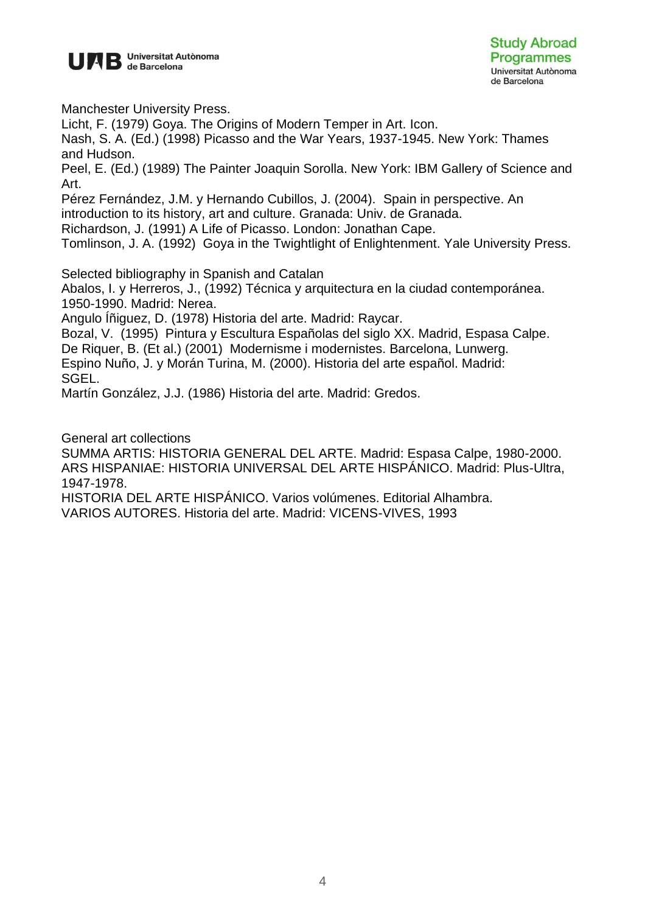Manchester University Press.

Licht, F. (1979) Goya. The Origins of Modern Temper in Art. Icon.

Nash, S. A. (Ed.) (1998) Picasso and the War Years, 1937-1945. New York: Thames and Hudson.

Peel, E. (Ed.) (1989) The Painter Joaquin Sorolla. New York: IBM Gallery of Science and Art.

Pérez Fernández, J.M. y Hernando Cubillos, J. (2004). Spain in perspective. An introduction to its history, art and culture. Granada: Univ. de Granada.

Richardson, J. (1991) A Life of Picasso. London: Jonathan Cape.

Tomlinson, J. A. (1992) Goya in the Twightlight of Enlightenment. Yale University Press.

Selected bibliography in Spanish and Catalan

Abalos, I. y Herreros, J., (1992) Técnica y arquitectura en la ciudad contemporánea. 1950-1990. Madrid: Nerea.

Angulo Íñiguez, D. (1978) Historia del arte. Madrid: Raycar.

Bozal, V. (1995) Pintura y Escultura Españolas del siglo XX. Madrid, Espasa Calpe.

De Riquer, B. (Et al.) (2001) Modernisme i modernistes. Barcelona, Lunwerg.

Espino Nuño, J. y Morán Turina, M. (2000). Historia del arte español. Madrid: SGEL.

Martín González, J.J. (1986) Historia del arte. Madrid: Gredos.

General art collections

SUMMA ARTIS: HISTORIA GENERAL DEL ARTE. Madrid: Espasa Calpe, 1980-2000.

ARS HISPANIAE: HISTORIA UNIVERSAL DEL ARTE HISPÁNICO. Madrid: Plus-Ultra, 1947-1978.

HISTORIA DEL ARTE HISPÁNICO. Varios volúmenes. Editorial Alhambra.

VARIOS AUTORES. Historia del arte. Madrid: VICENS-VIVES, 1993